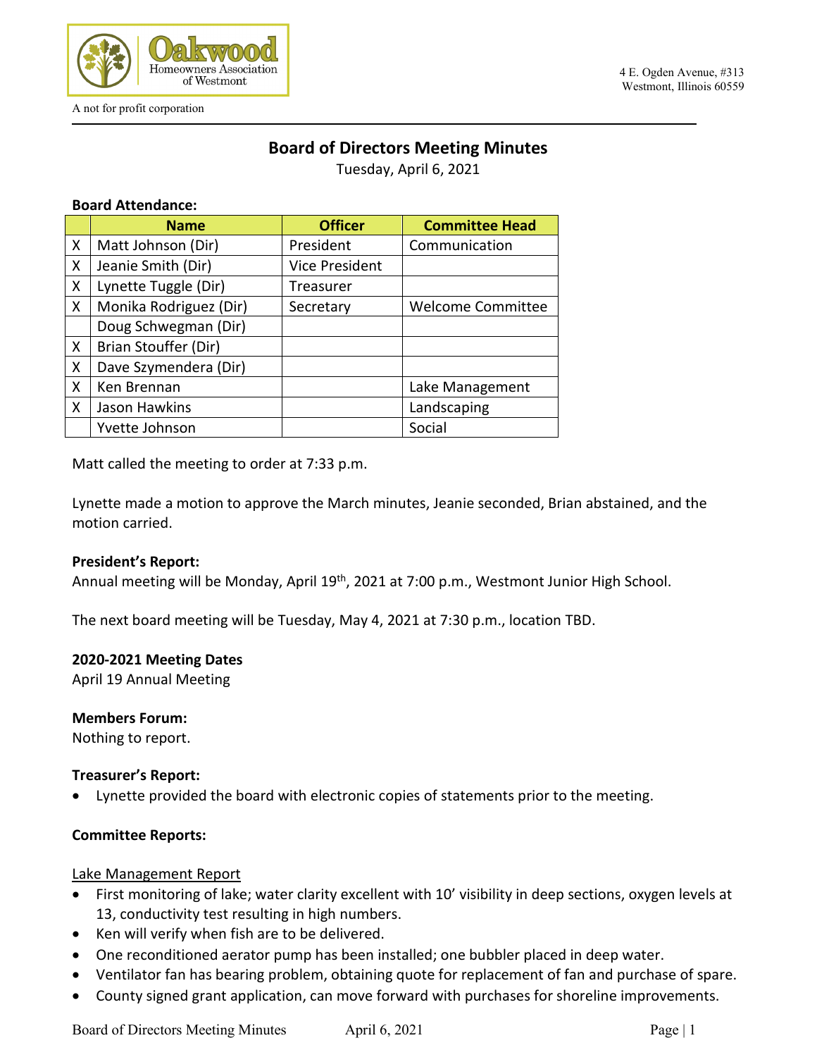Oakwood Homeowners Association of Westmont

A not for profit corporation

4 E. Ogden Avenue, #313
Westmont, Illinois 60559

# Board of Directors Meeting Minutes

Tuesday, April 6, 2021

**Board Attendance:**

| | Name | Officer | Committee Head |
|---|---|---|---|
| X | Matt Johnson (Dir) | President | Communication |
| X | Jeanie Smith (Dir) | Vice President | |
| X | Lynette Tuggle (Dir) | Treasurer | |
| X | Monika Rodriguez (Dir) | Secretary | Welcome Committee |
| | Doug Schwegman (Dir) | | |
| X | Brian Stouffer (Dir) | | |
| X | Dave Szymendera (Dir) | | |
| X | Ken Brennan | | Lake Management |
| X | Jason Hawkins | | Landscaping |
| | Yvette Johnson | | Social |

Matt called the meeting to order at 7:33 p.m.

Lynette made a motion to approve the March minutes, Jeanie seconded, Brian abstained, and the motion carried.

**President's Report:**

Annual meeting will be Monday, April 19th, 2021 at 7:00 p.m., Westmont Junior High School.

The next board meeting will be Tuesday, May 4, 2021 at 7:30 p.m., location TBD.

**2020-2021 Meeting Dates**

April 19 Annual Meeting

**Members Forum:**

Nothing to report.

**Treasurer's Report:**

- Lynette provided the board with electronic copies of statements prior to the meeting.

**Committee Reports:**

Lake Management Report

- First monitoring of lake; water clarity excellent with 10' visibility in deep sections, oxygen levels at 13, conductivity test resulting in high numbers.
- Ken will verify when fish are to be delivered.
- One reconditioned aerator pump has been installed; one bubbler placed in deep water.
- Ventilator fan has bearing problem, obtaining quote for replacement of fan and purchase of spare.
- County signed grant application, can move forward with purchases for shoreline improvements.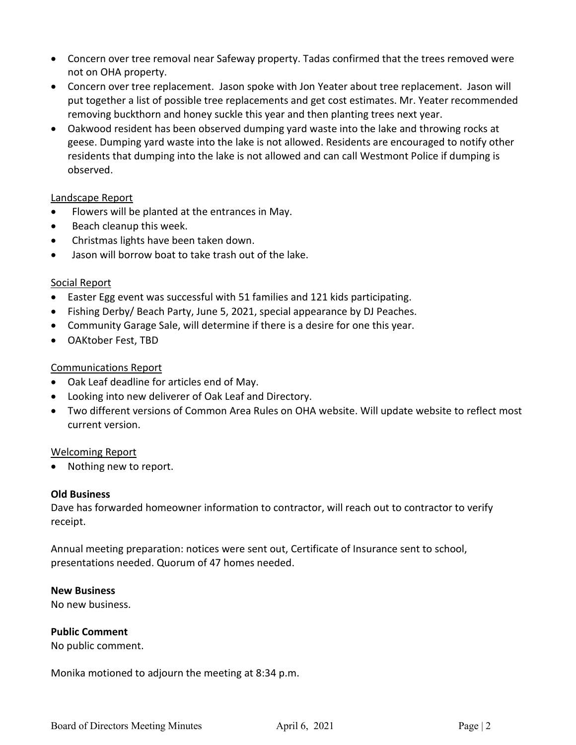- Concern over tree removal near Safeway property. Tadas confirmed that the trees removed were not on OHA property.
- Concern over tree replacement. Jason spoke with Jon Yeater about tree replacement. Jason will put together a list of possible tree replacements and get cost estimates. Mr. Yeater recommended removing buckthorn and honey suckle this year and then planting trees next year.
- Oakwood resident has been observed dumping yard waste into the lake and throwing rocks at geese. Dumping yard waste into the lake is not allowed. Residents are encouraged to notify other residents that dumping into the lake is not allowed and can call Westmont Police if dumping is observed.

Landscape Report

- Flowers will be planted at the entrances in May.
- Beach cleanup this week.
- Christmas lights have been taken down.
- Jason will borrow boat to take trash out of the lake.

Social Report

- Easter Egg event was successful with 51 families and 121 kids participating.
- Fishing Derby/ Beach Party, June 5, 2021, special appearance by DJ Peaches.
- Community Garage Sale, will determine if there is a desire for one this year.
- OAKtober Fest, TBD

Communications Report

- Oak Leaf deadline for articles end of May.
- Looking into new deliverer of Oak Leaf and Directory.
- Two different versions of Common Area Rules on OHA website. Will update website to reflect most current version.

Welcoming Report

- Nothing new to report.

**Old Business**

Dave has forwarded homeowner information to contractor, will reach out to contractor to verify receipt.

Annual meeting preparation: notices were sent out, Certificate of Insurance sent to school, presentations needed. Quorum of 47 homes needed.

**New Business**

No new business.

**Public Comment**

No public comment.

Monika motioned to adjourn the meeting at 8:34 p.m.